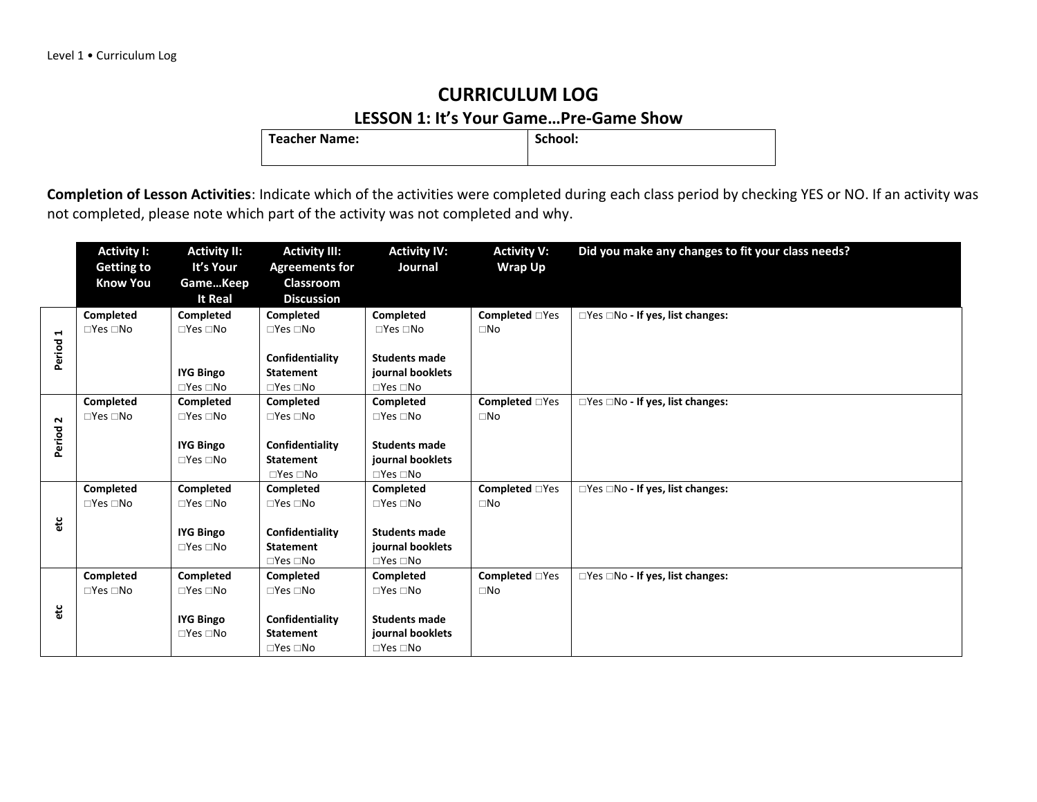# CURRICULUM LOG

## LESSON 1: It's Your Game…Pre-Game Show

| Teacher Name: | School: |
|---|---|
| | |

**Completion of Lesson Activities**: Indicate which of the activities were completed during each class period by checking YES or NO. If an activity was not completed, please note which part of the activity was not completed and why.

| | Activity I: Getting to Know You | Activity II: It's Your Game…Keep It Real | Activity III: Agreements for Classroom Discussion | Activity IV: Journal | Activity V: Wrap Up | Did you make any changes to fit your class needs? |
|---|---|---|---|---|---|---|
| Period 1 | **Completed** □Yes □No | **Completed** □Yes □No<br><br>**IYG Bingo** □Yes □No | **Completed** □Yes □No<br><br>**Confidentiality Statement** □Yes □No | **Completed** □Yes □No<br><br>**Students made journal booklets** □Yes □No | **Completed** □Yes □No | □Yes □No **- If yes, list changes:** |
| Period 2 | **Completed** □Yes □No | **Completed** □Yes □No<br><br>**IYG Bingo** □Yes □No | **Completed** □Yes □No<br><br>**Confidentiality Statement** □Yes □No | **Completed** □Yes □No<br><br>**Students made journal booklets** □Yes □No | **Completed** □Yes □No | □Yes □No **- If yes, list changes:** |
| etc | **Completed** □Yes □No | **Completed** □Yes □No<br><br>**IYG Bingo** □Yes □No | **Completed** □Yes □No<br><br>**Confidentiality Statement** □Yes □No | **Completed** □Yes □No<br><br>**Students made journal booklets** □Yes □No | **Completed** □Yes □No | □Yes □No **- If yes, list changes:** |
| etc | **Completed** □Yes □No | **Completed** □Yes □No<br><br>**IYG Bingo** □Yes □No | **Completed** □Yes □No<br><br>**Confidentiality Statement** □Yes □No | **Completed** □Yes □No<br><br>**Students made journal booklets** □Yes □No | **Completed** □Yes □No | □Yes □No **- If yes, list changes:** |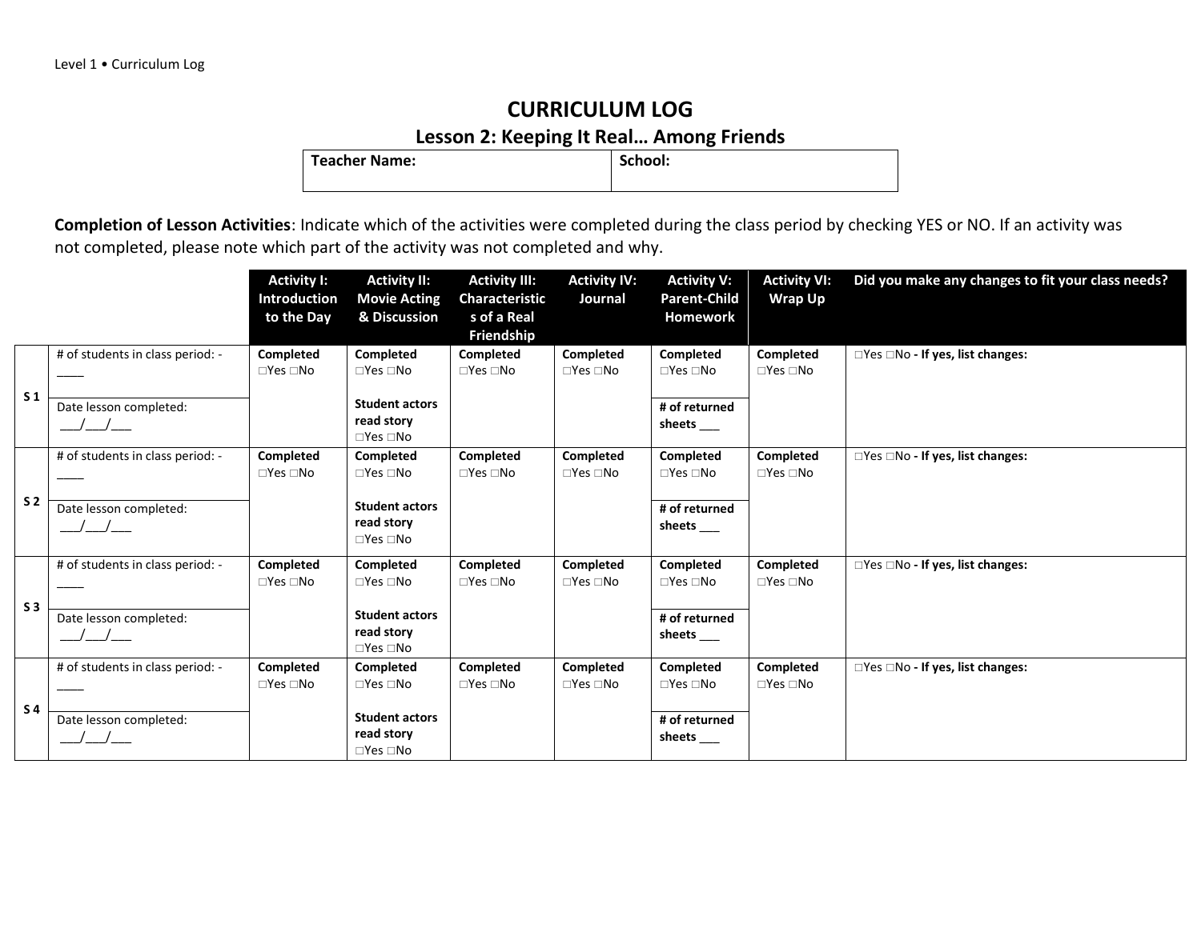# CURRICULUM LOG

## Lesson 2: Keeping It Real… Among Friends

| Teacher Name: | School: |
|---|---|

**Completion of Lesson Activities**: Indicate which of the activities were completed during the class period by checking YES or NO. If an activity was not completed, please note which part of the activity was not completed and why.

| | | Activity I: Introduction to the Day | Activity II: Movie Acting & Discussion | Activity III: Characteristics of a Real Friendship | Activity IV: Journal | Activity V: Parent-Child Homework | Activity VI: Wrap Up | Did you make any changes to fit your class needs? |
|---|---|---|---|---|---|---|---|---|
| S 1 | # of students in class period: - ____ | **Completed** □Yes □No | **Completed** □Yes □No | **Completed** □Yes □No | **Completed** □Yes □No | **Completed** □Yes □No | **Completed** □Yes □No | □Yes □No **- If yes, list changes:** |
| | Date lesson completed: ___/___/___ | | **Student actors read story** □Yes □No | | | **# of returned sheets** ___ | | |
| S 2 | # of students in class period: - ____ | **Completed** □Yes □No | **Completed** □Yes □No | **Completed** □Yes □No | **Completed** □Yes □No | **Completed** □Yes □No | **Completed** □Yes □No | □Yes □No **- If yes, list changes:** |
| | Date lesson completed: ___/___/___ | | **Student actors read story** □Yes □No | | | **# of returned sheets** ___ | | |
| S 3 | # of students in class period: - ____ | **Completed** □Yes □No | **Completed** □Yes □No | **Completed** □Yes □No | **Completed** □Yes □No | **Completed** □Yes □No | **Completed** □Yes □No | □Yes □No **- If yes, list changes:** |
| | Date lesson completed: ___/___/___ | | **Student actors read story** □Yes □No | | | **# of returned sheets** ___ | | |
| S 4 | # of students in class period: - ____ | **Completed** □Yes □No | **Completed** □Yes □No | **Completed** □Yes □No | **Completed** □Yes □No | **Completed** □Yes □No | **Completed** □Yes □No | □Yes □No **- If yes, list changes:** |
| | Date lesson completed: ___/___/___ | | **Student actors read story** □Yes □No | | | **# of returned sheets** ___ | | |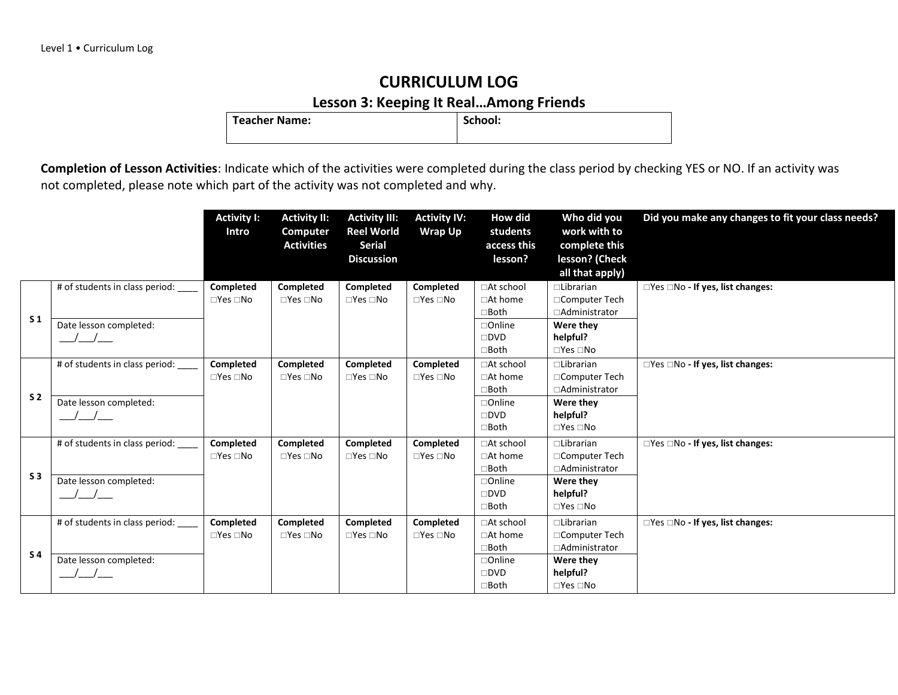# CURRICULUM LOG

## Lesson 3: Keeping It Real…Among Friends

| Teacher Name: | School: |
|---|---|
| | |

**Completion of Lesson Activities**: Indicate which of the activities were completed during the class period by checking YES or NO. If an activity was not completed, please note which part of the activity was not completed and why.

| | | Activity I: Intro | Activity II: Computer Activities | Activity III: Reel World Serial Discussion | Activity IV: Wrap Up | How did students access this lesson? | Who did you work with to complete this lesson? (Check all that apply) | Did you make any changes to fit your class needs? |
|---|---|---|---|---|---|---|---|---|
| S 1 | # of students in class period: ____ | **Completed** □Yes □No | **Completed** □Yes □No | **Completed** □Yes □No | **Completed** □Yes □No | □At school □At home □Both | □Librarian □Computer Tech □Administrator | □Yes □No **- If yes, list changes:** |
| | Date lesson completed: ___/___/___ | | | | | □Online □DVD □Both | **Were they helpful?** □Yes □No | |
| S 2 | # of students in class period: ____ | **Completed** □Yes □No | **Completed** □Yes □No | **Completed** □Yes □No | **Completed** □Yes □No | □At school □At home □Both | □Librarian □Computer Tech □Administrator | □Yes □No **- If yes, list changes:** |
| | Date lesson completed: ___/___/___ | | | | | □Online □DVD □Both | **Were they helpful?** □Yes □No | |
| S 3 | # of students in class period: ____ | **Completed** □Yes □No | **Completed** □Yes □No | **Completed** □Yes □No | **Completed** □Yes □No | □At school □At home □Both | □Librarian □Computer Tech □Administrator | □Yes □No **- If yes, list changes:** |
| | Date lesson completed: ___/___/___ | | | | | □Online □DVD □Both | **Were they helpful?** □Yes □No | |
| S 4 | # of students in class period: ____ | **Completed** □Yes □No | **Completed** □Yes □No | **Completed** □Yes □No | **Completed** □Yes □No | □At school □At home □Both | □Librarian □Computer Tech □Administrator | □Yes □No **- If yes, list changes:** |
| | Date lesson completed: ___/___/___ | | | | | □Online □DVD □Both | **Were they helpful?** □Yes □No | |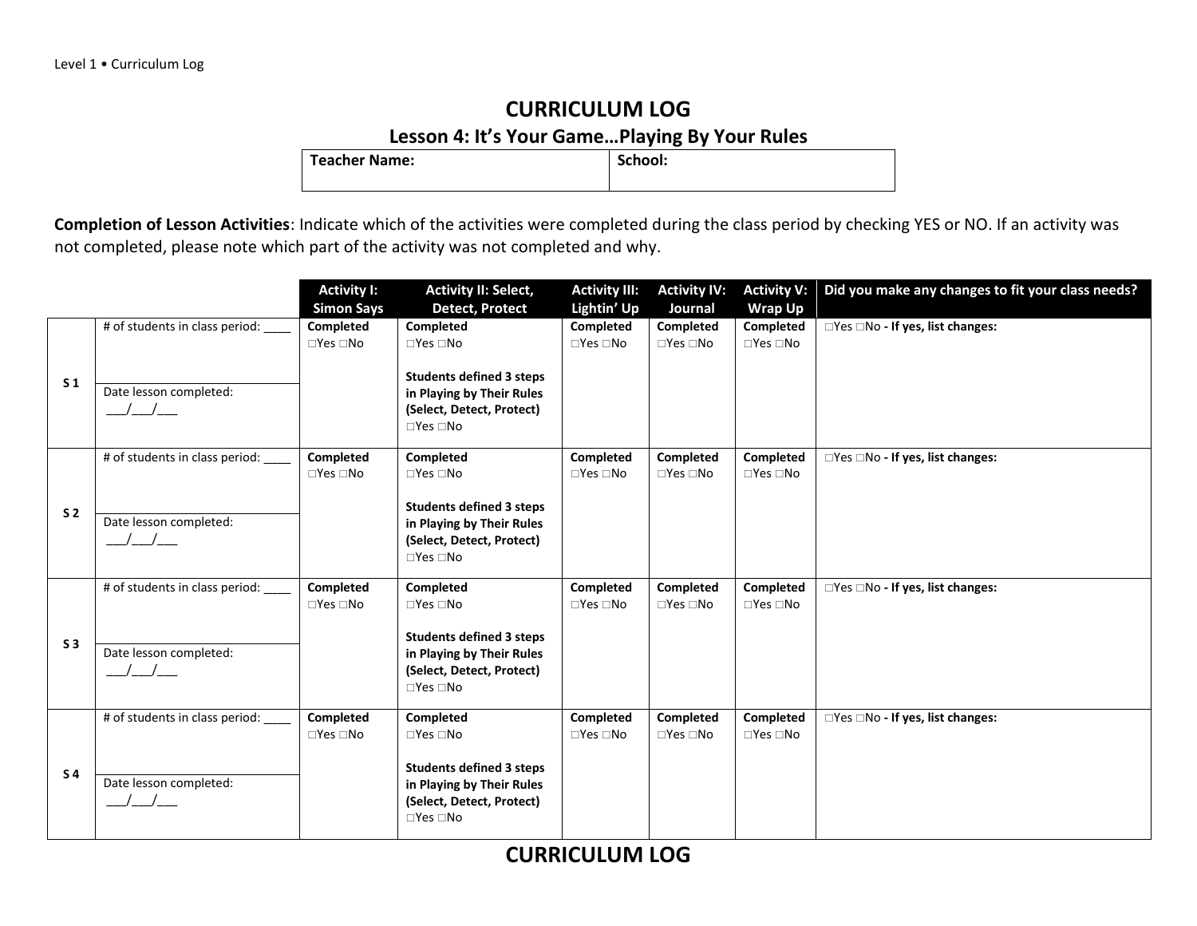# CURRICULUM LOG

## Lesson 4: It's Your Game…Playing By Your Rules

| Teacher Name: | School: |
|---|---|
| | |

**Completion of Lesson Activities**: Indicate which of the activities were completed during the class period by checking YES or NO. If an activity was not completed, please note which part of the activity was not completed and why.

| | | Activity I: Simon Says | Activity II: Select, Detect, Protect | Activity III: Lightin' Up | Activity IV: Journal | Activity V: Wrap Up | Did you make any changes to fit your class needs? |
|---|---|---|---|---|---|---|---|
| S 1 | # of students in class period: ____<br>Date lesson completed: ___/___/___ | **Completed**<br>□Yes □No | **Completed**<br>□Yes □No<br>**Students defined 3 steps in Playing by Their Rules (Select, Detect, Protect)**<br>□Yes □No | **Completed**<br>□Yes □No | **Completed**<br>□Yes □No | **Completed**<br>□Yes □No | □Yes □No **- If yes, list changes:** |
| S 2 | # of students in class period: ____<br>Date lesson completed: ___/___/___ | **Completed**<br>□Yes □No | **Completed**<br>□Yes □No<br>**Students defined 3 steps in Playing by Their Rules (Select, Detect, Protect)**<br>□Yes □No | **Completed**<br>□Yes □No | **Completed**<br>□Yes □No | **Completed**<br>□Yes □No | □Yes □No **- If yes, list changes:** |
| S 3 | # of students in class period: ____<br>Date lesson completed: ___/___/___ | **Completed**<br>□Yes □No | **Completed**<br>□Yes □No<br>**Students defined 3 steps in Playing by Their Rules (Select, Detect, Protect)**<br>□Yes □No | **Completed**<br>□Yes □No | **Completed**<br>□Yes □No | **Completed**<br>□Yes □No | □Yes □No **- If yes, list changes:** |
| S 4 | # of students in class period: ____<br>Date lesson completed: ___/___/___ | **Completed**<br>□Yes □No | **Completed**<br>□Yes □No<br>**Students defined 3 steps in Playing by Their Rules (Select, Detect, Protect)**<br>□Yes □No | **Completed**<br>□Yes □No | **Completed**<br>□Yes □No | **Completed**<br>□Yes □No | □Yes □No **- If yes, list changes:** |

# CURRICULUM LOG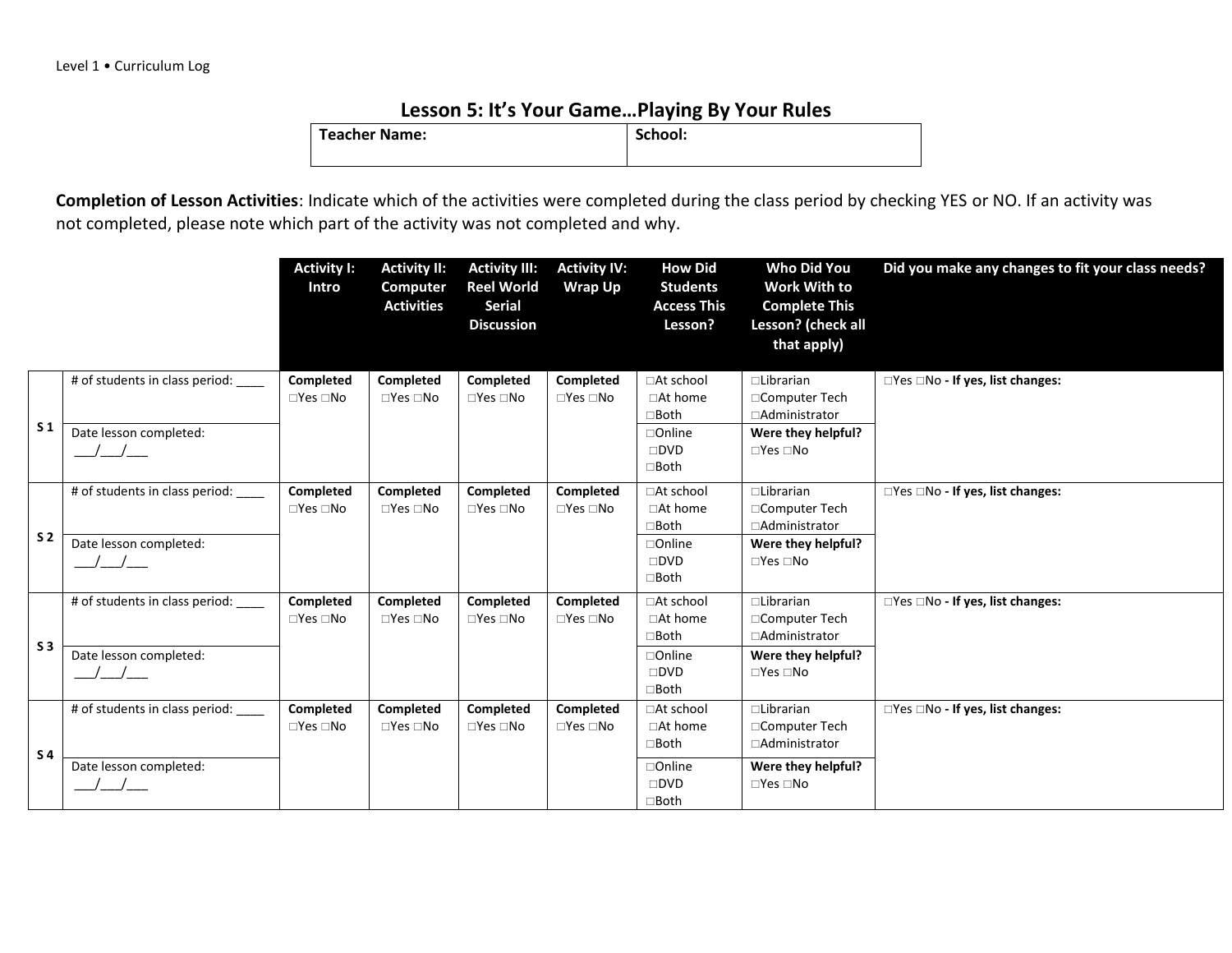Level 1 • Curriculum Log

# Lesson 5: It's Your Game…Playing By Your Rules

| Teacher Name: | School: |
|---|---|
| | |

**Completion of Lesson Activities**: Indicate which of the activities were completed during the class period by checking YES or NO. If an activity was not completed, please note which part of the activity was not completed and why.

| | | Activity I: Intro | Activity II: Computer Activities | Activity III: Reel World Serial Discussion | Activity IV: Wrap Up | How Did Students Access This Lesson? | Who Did You Work With to Complete This Lesson? (check all that apply) | Did you make any changes to fit your class needs? |
|---|---|---|---|---|---|---|---|---|
| S 1 | # of students in class period: ____ | **Completed** □Yes □No | **Completed** □Yes □No | **Completed** □Yes □No | **Completed** □Yes □No | □At school □At home □Both | □Librarian □Computer Tech □Administrator | □Yes □No **- If yes, list changes:** |
| | Date lesson completed: ___/___/___ | | | | | □Online □DVD □Both | **Were they helpful?** □Yes □No | |
| S 2 | # of students in class period: ____ | **Completed** □Yes □No | **Completed** □Yes □No | **Completed** □Yes □No | **Completed** □Yes □No | □At school □At home □Both | □Librarian □Computer Tech □Administrator | □Yes □No **- If yes, list changes:** |
| | Date lesson completed: ___/___/___ | | | | | □Online □DVD □Both | **Were they helpful?** □Yes □No | |
| S 3 | # of students in class period: ____ | **Completed** □Yes □No | **Completed** □Yes □No | **Completed** □Yes □No | **Completed** □Yes □No | □At school □At home □Both | □Librarian □Computer Tech □Administrator | □Yes □No **- If yes, list changes:** |
| | Date lesson completed: ___/___/___ | | | | | □Online □DVD □Both | **Were they helpful?** □Yes □No | |
| S 4 | # of students in class period: ____ | **Completed** □Yes □No | **Completed** □Yes □No | **Completed** □Yes □No | **Completed** □Yes □No | □At school □At home □Both | □Librarian □Computer Tech □Administrator | □Yes □No **- If yes, list changes:** |
| | Date lesson completed: ___/___/___ | | | | | □Online □DVD □Both | **Were they helpful?** □Yes □No | |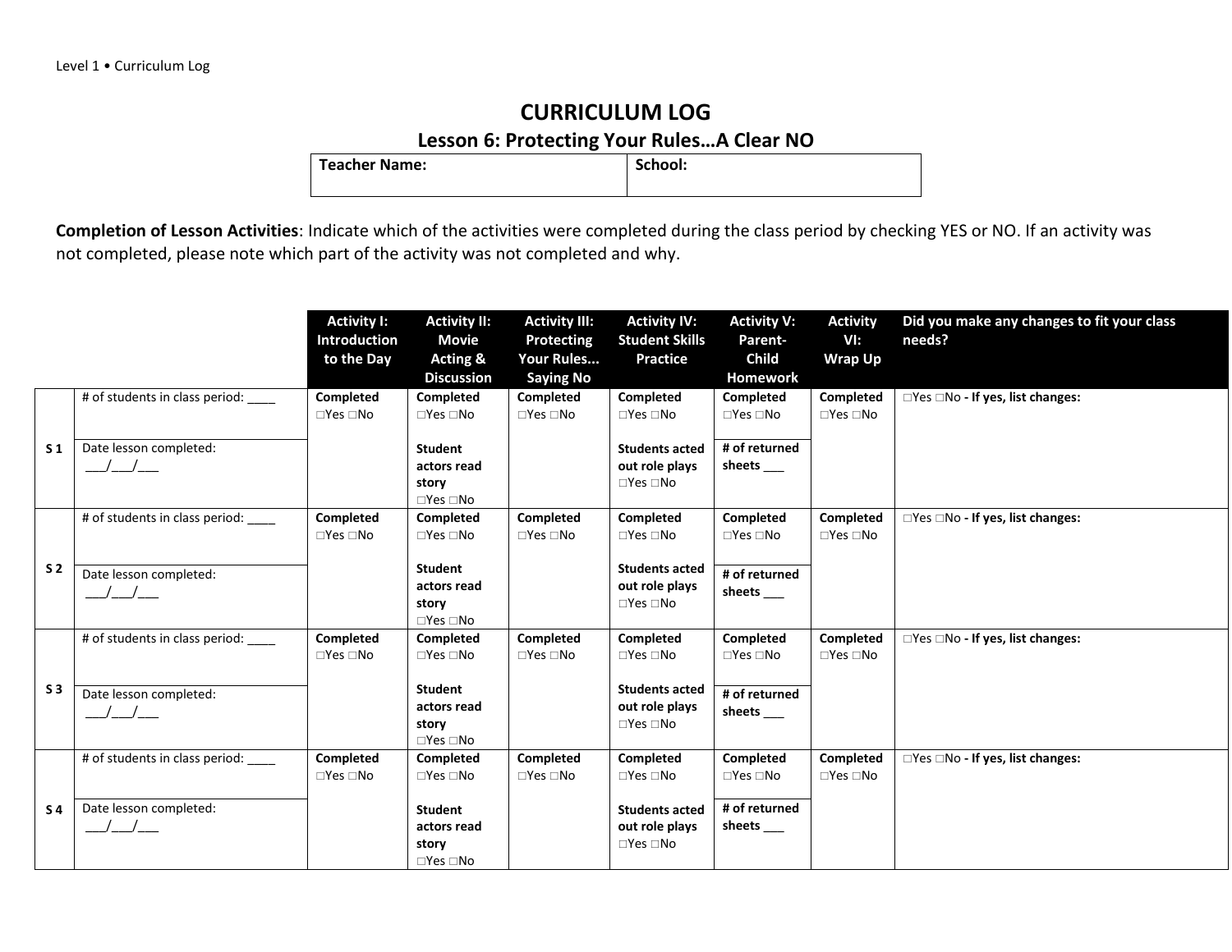# CURRICULUM LOG

## Lesson 6: Protecting Your Rules…A Clear NO

| Teacher Name: | School: |
|---|---|

**Completion of Lesson Activities**: Indicate which of the activities were completed during the class period by checking YES or NO. If an activity was not completed, please note which part of the activity was not completed and why.

| | | Activity I: Introduction to the Day | Activity II: Movie Acting & Discussion | Activity III: Protecting Your Rules... Saying No | Activity IV: Student Skills Practice | Activity V: Parent-Child Homework | Activity VI: Wrap Up | Did you make any changes to fit your class needs? |
|---|---|---|---|---|---|---|---|---|
| **S 1** | # of students in class period: ____ | **Completed** □Yes □No | **Completed** □Yes □No | **Completed** □Yes □No | **Completed** □Yes □No | **Completed** □Yes □No | **Completed** □Yes □No | □Yes □No **- If yes, list changes:** |
| | Date lesson completed: ___/___/___ | | **Student actors read story** □Yes □No | | **Students acted out role plays** □Yes □No | **# of returned sheets** ___ | | |
| **S 2** | # of students in class period: ____ | **Completed** □Yes □No | **Completed** □Yes □No | **Completed** □Yes □No | **Completed** □Yes □No | **Completed** □Yes □No | **Completed** □Yes □No | □Yes □No **- If yes, list changes:** |
| | Date lesson completed: ___/___/___ | | **Student actors read story** □Yes □No | | **Students acted out role plays** □Yes □No | **# of returned sheets** ___ | | |
| **S 3** | # of students in class period: ____ | **Completed** □Yes □No | **Completed** □Yes □No | **Completed** □Yes □No | **Completed** □Yes □No | **Completed** □Yes □No | **Completed** □Yes □No | □Yes □No **- If yes, list changes:** |
| | Date lesson completed: ___/___/___ | | **Student actors read story** □Yes □No | | **Students acted out role plays** □Yes □No | **# of returned sheets** ___ | | |
| **S 4** | # of students in class period: ____ | **Completed** □Yes □No | **Completed** □Yes □No | **Completed** □Yes □No | **Completed** □Yes □No | **Completed** □Yes □No | **Completed** □Yes □No | □Yes □No **- If yes, list changes:** |
| | Date lesson completed: ___/___/___ | | **Student actors read story** □Yes □No | | **Students acted out role plays** □Yes □No | **# of returned sheets** ___ | | |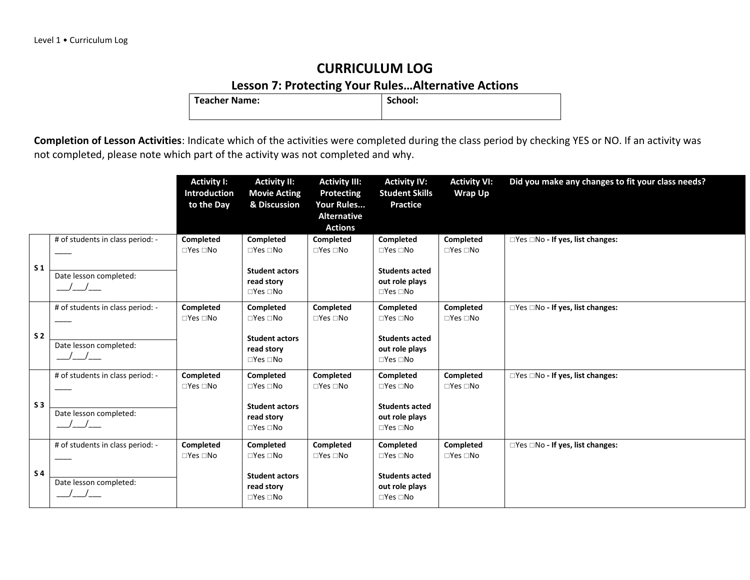# CURRICULUM LOG

## Lesson 7: Protecting Your Rules…Alternative Actions

| Teacher Name: | School: |
|---|---|

**Completion of Lesson Activities**: Indicate which of the activities were completed during the class period by checking YES or NO. If an activity was not completed, please note which part of the activity was not completed and why.

| | | Activity I: Introduction to the Day | Activity II: Movie Acting & Discussion | Activity III: Protecting Your Rules... Alternative Actions | Activity IV: Student Skills Practice | Activity VI: Wrap Up | Did you make any changes to fit your class needs? |
|---|---|---|---|---|---|---|---|
| S 1 | # of students in class period: - ____<br>Date lesson completed: ___/___/___ | **Completed** □Yes □No | **Completed** □Yes □No<br>**Student actors read story** □Yes □No | **Completed** □Yes □No | **Completed** □Yes □No<br>**Students acted out role plays** □Yes □No | **Completed** □Yes □No | □Yes □No **- If yes, list changes:** |
| S 2 | # of students in class period: - ____<br>Date lesson completed: ___/___/___ | **Completed** □Yes □No | **Completed** □Yes □No<br>**Student actors read story** □Yes □No | **Completed** □Yes □No | **Completed** □Yes □No<br>**Students acted out role plays** □Yes □No | **Completed** □Yes □No | □Yes □No **- If yes, list changes:** |
| S 3 | # of students in class period: - ____<br>Date lesson completed: ___/___/___ | **Completed** □Yes □No | **Completed** □Yes □No<br>**Student actors read story** □Yes □No | **Completed** □Yes □No | **Completed** □Yes □No<br>**Students acted out role plays** □Yes □No | **Completed** □Yes □No | □Yes □No **- If yes, list changes:** |
| S 4 | # of students in class period: - ____<br>Date lesson completed: ___/___/___ | **Completed** □Yes □No | **Completed** □Yes □No<br>**Student actors read story** □Yes □No | **Completed** □Yes □No | **Completed** □Yes □No<br>**Students acted out role plays** □Yes □No | **Completed** □Yes □No | □Yes □No **- If yes, list changes:** |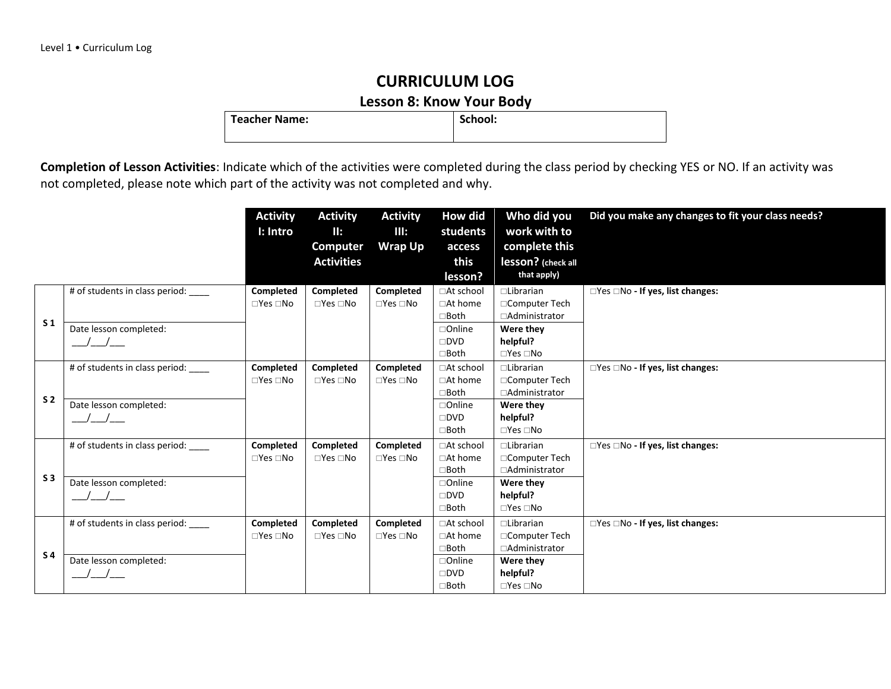# CURRICULUM LOG

## Lesson 8: Know Your Body

| Teacher Name: | School: |
|---|---|
| | |

**Completion of Lesson Activities**: Indicate which of the activities were completed during the class period by checking YES or NO. If an activity was not completed, please note which part of the activity was not completed and why.

| | | Activity I: Intro | Activity II: Computer Activities | Activity III: Wrap Up | How did students access this lesson? | Who did you work with to complete this lesson? (check all that apply) | Did you make any changes to fit your class needs? |
|---|---|---|---|---|---|---|---|
| S 1 | # of students in class period: ____ | **Completed** □Yes □No | **Completed** □Yes □No | **Completed** □Yes □No | □At school □At home □Both | □Librarian □Computer Tech □Administrator | □Yes □No **- If yes, list changes:** |
| | Date lesson completed: ___/___/___ | | | | □Online □DVD □Both | **Were they helpful?** □Yes □No | |
| S 2 | # of students in class period: ____ | **Completed** □Yes □No | **Completed** □Yes □No | **Completed** □Yes □No | □At school □At home □Both | □Librarian □Computer Tech □Administrator | □Yes □No **- If yes, list changes:** |
| | Date lesson completed: ___/___/___ | | | | □Online □DVD □Both | **Were they helpful?** □Yes □No | |
| S 3 | # of students in class period: ____ | **Completed** □Yes □No | **Completed** □Yes □No | **Completed** □Yes □No | □At school □At home □Both | □Librarian □Computer Tech □Administrator | □Yes □No **- If yes, list changes:** |
| | Date lesson completed: ___/___/___ | | | | □Online □DVD □Both | **Were they helpful?** □Yes □No | |
| S 4 | # of students in class period: ____ | **Completed** □Yes □No | **Completed** □Yes □No | **Completed** □Yes □No | □At school □At home □Both | □Librarian □Computer Tech □Administrator | □Yes □No **- If yes, list changes:** |
| | Date lesson completed: ___/___/___ | | | | □Online □DVD □Both | **Were they helpful?** □Yes □No | |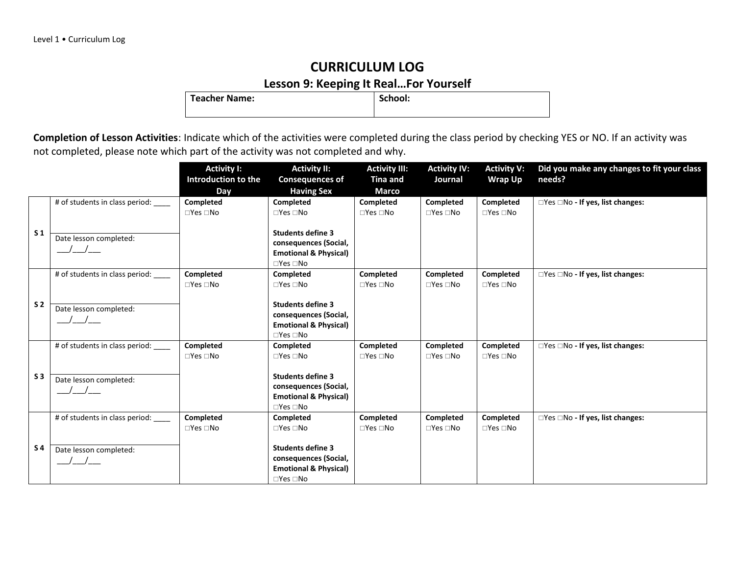# CURRICULUM LOG

## Lesson 9: Keeping It Real…For Yourself

| Teacher Name: | School: |
|---|---|

**Completion of Lesson Activities**: Indicate which of the activities were completed during the class period by checking YES or NO. If an activity was not completed, please note which part of the activity was not completed and why.

| | | Activity I: Introduction to the Day | Activity II: Consequences of Having Sex | Activity III: Tina and Marco | Activity IV: Journal | Activity V: Wrap Up | Did you make any changes to fit your class needs? |
|---|---|---|---|---|---|---|---|
| S 1 | # of students in class period: ____ <br> Date lesson completed: ___/___/___ | **Completed** ☐Yes ☐No | **Completed** ☐Yes ☐No <br> **Students define 3 consequences (Social, Emotional & Physical)** ☐Yes ☐No | **Completed** ☐Yes ☐No | **Completed** ☐Yes ☐No | **Completed** ☐Yes ☐No | ☐Yes ☐No **- If yes, list changes:** |
| S 2 | # of students in class period: ____ <br> Date lesson completed: ___/___/___ | **Completed** ☐Yes ☐No | **Completed** ☐Yes ☐No <br> **Students define 3 consequences (Social, Emotional & Physical)** ☐Yes ☐No | **Completed** ☐Yes ☐No | **Completed** ☐Yes ☐No | **Completed** ☐Yes ☐No | ☐Yes ☐No **- If yes, list changes:** |
| S 3 | # of students in class period: ____ <br> Date lesson completed: ___/___/___ | **Completed** ☐Yes ☐No | **Completed** ☐Yes ☐No <br> **Students define 3 consequences (Social, Emotional & Physical)** ☐Yes ☐No | **Completed** ☐Yes ☐No | **Completed** ☐Yes ☐No | **Completed** ☐Yes ☐No | ☐Yes ☐No **- If yes, list changes:** |
| S 4 | # of students in class period: ____ <br> Date lesson completed: ___/___/___ | **Completed** ☐Yes ☐No | **Completed** ☐Yes ☐No <br> **Students define 3 consequences (Social, Emotional & Physical)** ☐Yes ☐No | **Completed** ☐Yes ☐No | **Completed** ☐Yes ☐No | **Completed** ☐Yes ☐No | ☐Yes ☐No **- If yes, list changes:** |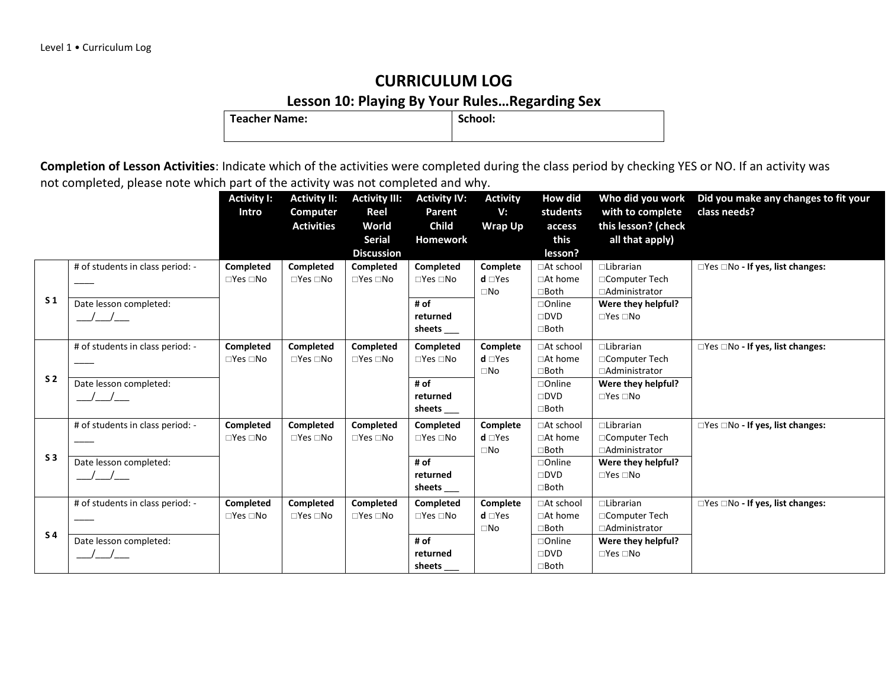# CURRICULUM LOG

## Lesson 10: Playing By Your Rules…Regarding Sex

| Teacher Name: | School: |
|---|---|

**Completion of Lesson Activities**: Indicate which of the activities were completed during the class period by checking YES or NO. If an activity was not completed, please note which part of the activity was not completed and why.

| | | Activity I: Intro | Activity II: Computer Activities | Activity III: Reel World Serial Discussion | Activity IV: Parent Child Homework | Activity V: Wrap Up | How did students access this lesson? | Who did you work with to complete this lesson? (check all that apply) | Did you make any changes to fit your class needs? |
|---|---|---|---|---|---|---|---|---|---|
| **S 1** | # of students in class period: - ____ | **Completed** □Yes □No | **Completed** □Yes □No | **Completed** □Yes □No | **Completed** □Yes □No | **Completed** □Yes □No | □At school □At home □Both | □Librarian □Computer Tech □Administrator | □Yes □No **- If yes, list changes:** |
| | Date lesson completed: ___/___/___ | | | | **# of returned sheets** ___ | | □Online □DVD □Both | **Were they helpful?** □Yes □No | |
| **S 2** | # of students in class period: - ____ | **Completed** □Yes □No | **Completed** □Yes □No | **Completed** □Yes □No | **Completed** □Yes □No | **Completed** □Yes □No | □At school □At home □Both | □Librarian □Computer Tech □Administrator | □Yes □No **- If yes, list changes:** |
| | Date lesson completed: ___/___/___ | | | | **# of returned sheets** ___ | | □Online □DVD □Both | **Were they helpful?** □Yes □No | |
| **S 3** | # of students in class period: - ____ | **Completed** □Yes □No | **Completed** □Yes □No | **Completed** □Yes □No | **Completed** □Yes □No | **Completed** □Yes □No | □At school □At home □Both | □Librarian □Computer Tech □Administrator | □Yes □No **- If yes, list changes:** |
| | Date lesson completed: ___/___/___ | | | | **# of returned sheets** ___ | | □Online □DVD □Both | **Were they helpful?** □Yes □No | |
| **S 4** | # of students in class period: - ____ | **Completed** □Yes □No | **Completed** □Yes □No | **Completed** □Yes □No | **Completed** □Yes □No | **Completed** □Yes □No | □At school □At home □Both | □Librarian □Computer Tech □Administrator | □Yes □No **- If yes, list changes:** |
| | Date lesson completed: ___/___/___ | | | | **# of returned sheets** ___ | | □Online □DVD □Both | **Were they helpful?** □Yes □No | |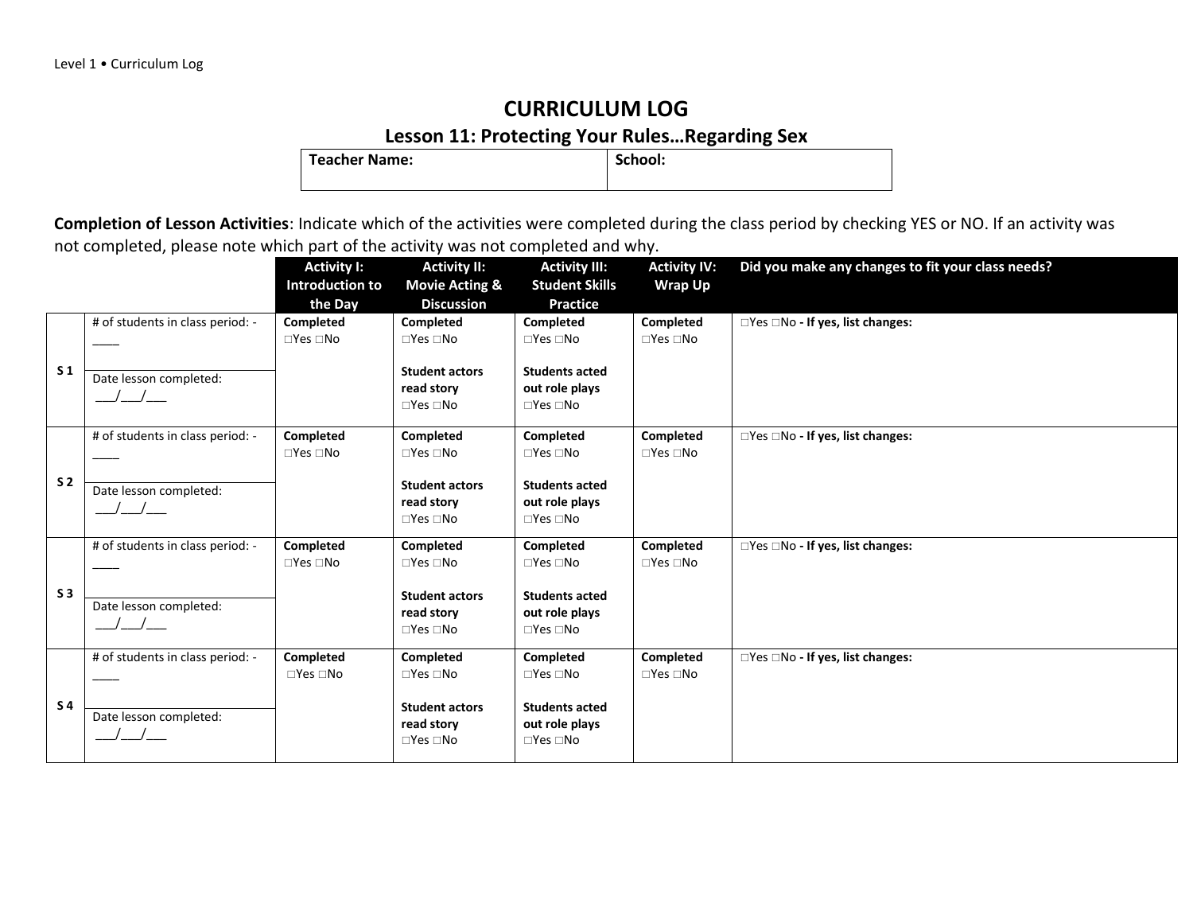# CURRICULUM LOG

## Lesson 11: Protecting Your Rules…Regarding Sex

| **Teacher Name:** | **School:** |
|---|---|
| | |

**Completion of Lesson Activities**: Indicate which of the activities were completed during the class period by checking YES or NO. If an activity was not completed, please note which part of the activity was not completed and why.

| | | **Activity I: Introduction to the Day** | **Activity II: Movie Acting & Discussion** | **Activity III: Student Skills Practice** | **Activity IV: Wrap Up** | **Did you make any changes to fit your class needs?** |
|---|---|---|---|---|---|---|
| **S 1** | # of students in class period: - ____<br><br>Date lesson completed: ___/___/___ | **Completed**<br>□Yes □No | **Completed**<br>□Yes □No<br><br>**Student actors read story**<br>□Yes □No | **Completed**<br>□Yes □No<br><br>**Students acted out role plays**<br>□Yes □No | **Completed**<br>□Yes □No | □Yes □No **- If yes, list changes:** |
| **S 2** | # of students in class period: - ____<br><br>Date lesson completed: ___/___/___ | **Completed**<br>□Yes □No | **Completed**<br>□Yes □No<br><br>**Student actors read story**<br>□Yes □No | **Completed**<br>□Yes □No<br><br>**Students acted out role plays**<br>□Yes □No | **Completed**<br>□Yes □No | □Yes □No **- If yes, list changes:** |
| **S 3** | # of students in class period: - ____<br><br>Date lesson completed: ___/___/___ | **Completed**<br>□Yes □No | **Completed**<br>□Yes □No<br><br>**Student actors read story**<br>□Yes □No | **Completed**<br>□Yes □No<br><br>**Students acted out role plays**<br>□Yes □No | **Completed**<br>□Yes □No | □Yes □No **- If yes, list changes:** |
| **S 4** | # of students in class period: - ____<br><br>Date lesson completed: ___/___/___ | **Completed**<br>□Yes □No | **Completed**<br>□Yes □No<br><br>**Student actors read story**<br>□Yes □No | **Completed**<br>□Yes □No<br><br>**Students acted out role plays**<br>□Yes □No | **Completed**<br>□Yes □No | □Yes □No **- If yes, list changes:** |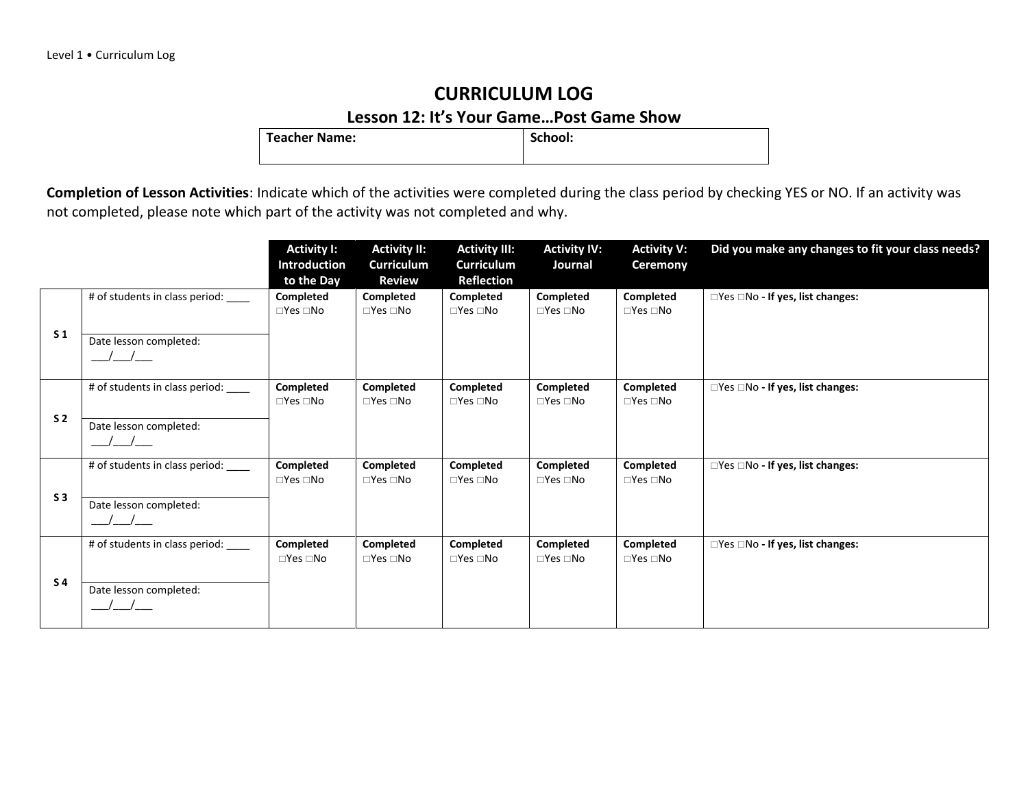# CURRICULUM LOG

## Lesson 12: It's Your Game…Post Game Show

| Teacher Name: | School: |
|---|---|

**Completion of Lesson Activities**: Indicate which of the activities were completed during the class period by checking YES or NO. If an activity was not completed, please note which part of the activity was not completed and why.

| | | Activity I: Introduction to the Day | Activity II: Curriculum Review | Activity III: Curriculum Reflection | Activity IV: Journal | Activity V: Ceremony | Did you make any changes to fit your class needs? |
|---|---|---|---|---|---|---|---|
| S 1 | # of students in class period: ____ <br> Date lesson completed: ___/___/___ | **Completed** □Yes □No | **Completed** □Yes □No | **Completed** □Yes □No | **Completed** □Yes □No | **Completed** □Yes □No | □Yes □No **- If yes, list changes:** |
| S 2 | # of students in class period: ____ <br> Date lesson completed: ___/___/___ | **Completed** □Yes □No | **Completed** □Yes □No | **Completed** □Yes □No | **Completed** □Yes □No | **Completed** □Yes □No | □Yes □No **- If yes, list changes:** |
| S 3 | # of students in class period: ____ <br> Date lesson completed: ___/___/___ | **Completed** □Yes □No | **Completed** □Yes □No | **Completed** □Yes □No | **Completed** □Yes □No | **Completed** □Yes □No | □Yes □No **- If yes, list changes:** |
| S 4 | # of students in class period: ____ <br> Date lesson completed: ___/___/___ | **Completed** □Yes □No | **Completed** □Yes □No | **Completed** □Yes □No | **Completed** □Yes □No | **Completed** □Yes □No | □Yes □No **- If yes, list changes:** |